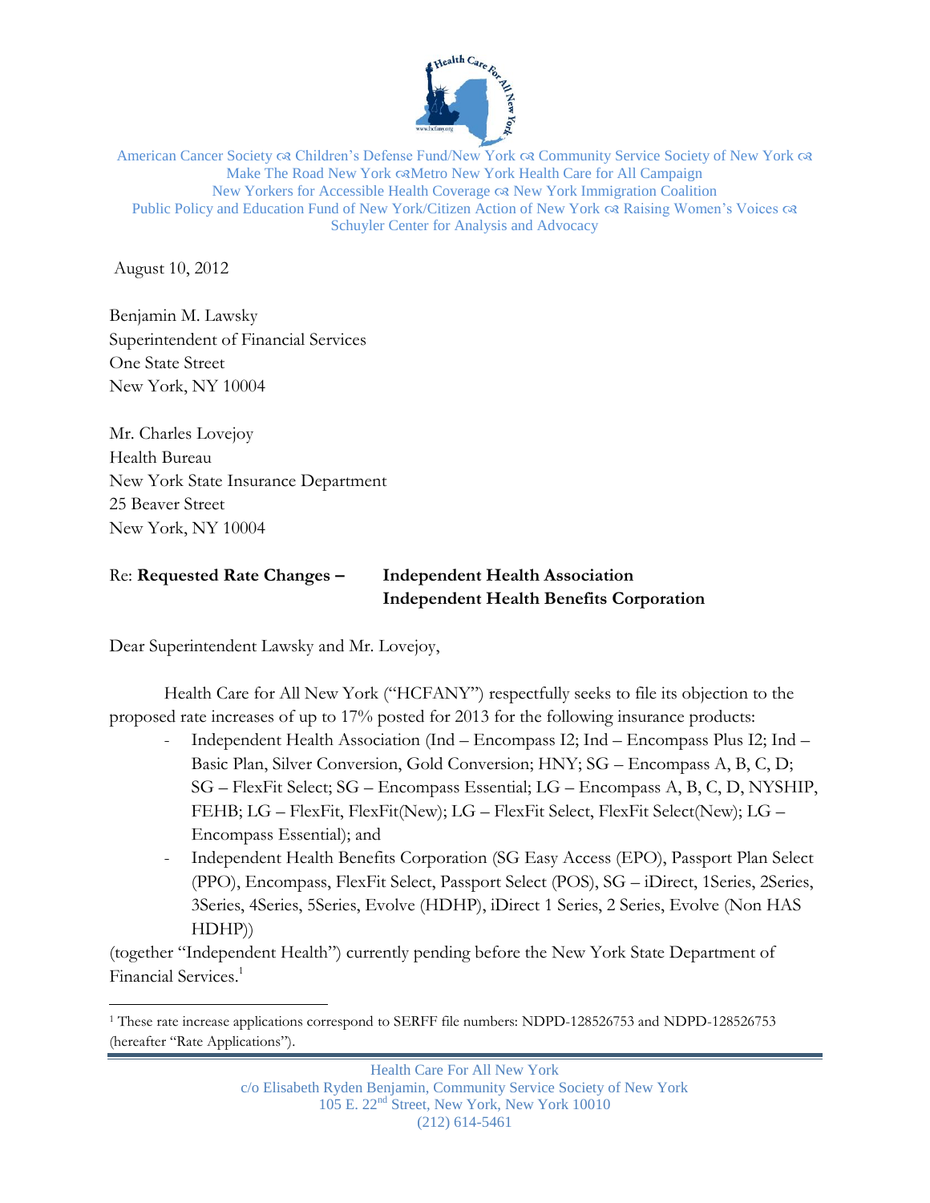American Cancer Society ☙ Children's Defense Fund/New York ☙ Community Service Society of New York ☙ Make The Road New York ☙Metro New York Health Care for All Campaign
New Yorkers for Accessible Health Coverage ☙ New York Immigration Coalition
Public Policy and Education Fund of New York/Citizen Action of New York ☙ Raising Women's Voices ☙ Schuyler Center for Analysis and Advocacy

August 10, 2012

Benjamin M. Lawsky
Superintendent of Financial Services
One State Street
New York, NY 10004

Mr. Charles Lovejoy
Health Bureau
New York State Insurance Department
25 Beaver Street
New York, NY 10004

Re: **Requested Rate Changes – Independent Health Association**
**Independent Health Benefits Corporation**

Dear Superintendent Lawsky and Mr. Lovejoy,

Health Care for All New York ("HCFANY") respectfully seeks to file its objection to the proposed rate increases of up to 17% posted for 2013 for the following insurance products:

- Independent Health Association (Ind – Encompass I2; Ind – Encompass Plus I2; Ind – Basic Plan, Silver Conversion, Gold Conversion; HNY; SG – Encompass A, B, C, D; SG – FlexFit Select; SG – Encompass Essential; LG – Encompass A, B, C, D, NYSHIP, FEHB; LG – FlexFit, FlexFit(New); LG – FlexFit Select, FlexFit Select(New); LG – Encompass Essential); and
- Independent Health Benefits Corporation (SG Easy Access (EPO), Passport Plan Select (PPO), Encompass, FlexFit Select, Passport Select (POS), SG – iDirect, 1Series, 2Series, 3Series, 4Series, 5Series, Evolve (HDHP), iDirect 1 Series, 2 Series, Evolve (Non HAS HDHP))

(together "Independent Health") currently pending before the New York State Department of Financial Services.[1]

[1] These rate increase applications correspond to SERFF file numbers: NDPD-128526753 and NDPD-128526753 (hereafter "Rate Applications").

Health Care For All New York
c/o Elisabeth Ryden Benjamin, Community Service Society of New York
105 E. 22nd Street, New York, New York 10010
(212) 614-5461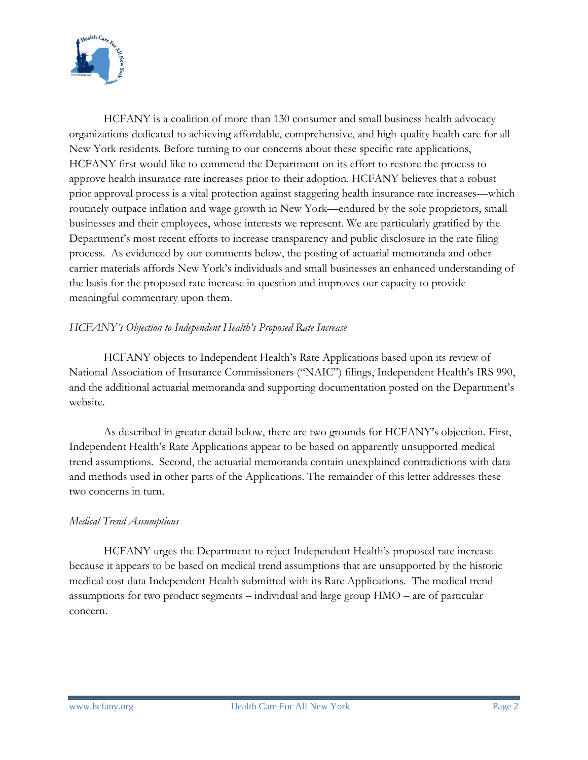HCFANY is a coalition of more than 130 consumer and small business health advocacy organizations dedicated to achieving affordable, comprehensive, and high-quality health care for all New York residents. Before turning to our concerns about these specific rate applications, HCFANY first would like to commend the Department on its effort to restore the process to approve health insurance rate increases prior to their adoption. HCFANY believes that a robust prior approval process is a vital protection against staggering health insurance rate increases—which routinely outpace inflation and wage growth in New York—endured by the sole proprietors, small businesses and their employees, whose interests we represent. We are particularly gratified by the Department's most recent efforts to increase transparency and public disclosure in the rate filing process. As evidenced by our comments below, the posting of actuarial memoranda and other carrier materials affords New York's individuals and small businesses an enhanced understanding of the basis for the proposed rate increase in question and improves our capacity to provide meaningful commentary upon them.

*HCFANY's Objection to Independent Health's Proposed Rate Increase*

HCFANY objects to Independent Health's Rate Applications based upon its review of National Association of Insurance Commissioners ("NAIC") filings, Independent Health's IRS 990, and the additional actuarial memoranda and supporting documentation posted on the Department's website.

As described in greater detail below, there are two grounds for HCFANY's objection. First, Independent Health's Rate Applications appear to be based on apparently unsupported medical trend assumptions. Second, the actuarial memoranda contain unexplained contradictions with data and methods used in other parts of the Applications. The remainder of this letter addresses these two concerns in turn.

*Medical Trend Assumptions*

HCFANY urges the Department to reject Independent Health's proposed rate increase because it appears to be based on medical trend assumptions that are unsupported by the historic medical cost data Independent Health submitted with its Rate Applications. The medical trend assumptions for two product segments – individual and large group HMO – are of particular concern.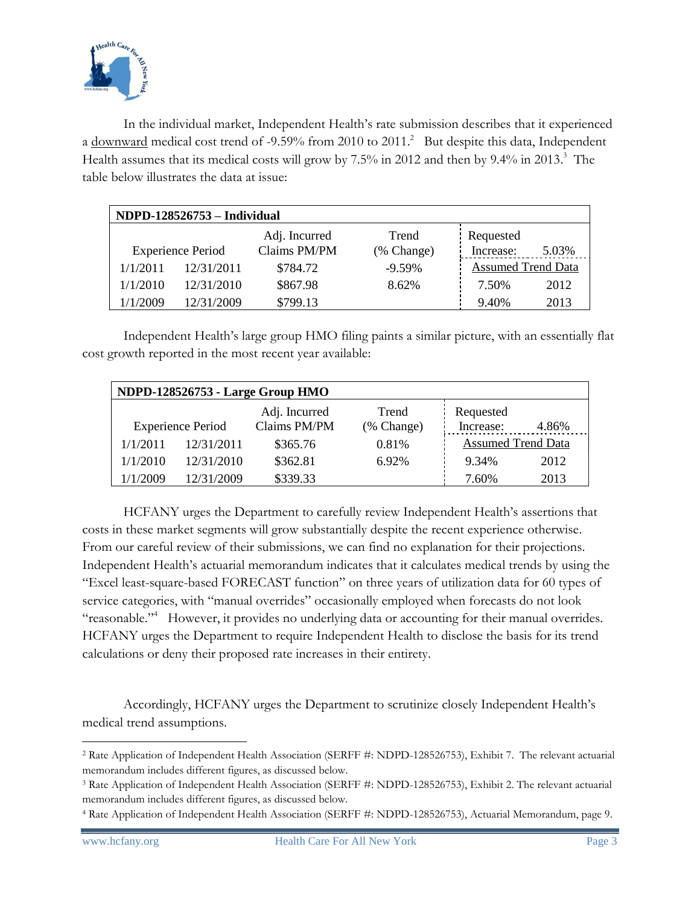In the individual market, Independent Health's rate submission describes that it experienced a downward medical cost trend of -9.59% from 2010 to 2011.[2] But despite this data, Independent Health assumes that its medical costs will grow by 7.5% in 2012 and then by 9.4% in 2013.[3] The table below illustrates the data at issue:

| **NDPD-128526753 – Individual** | | | | | |
|---|---|---|---|---|---|
| Experience Period | | Adj. Incurred Claims PM/PM | Trend (% Change) | Requested Increase: | 5.03% |
| | | | | Assumed Trend Data | |
| 1/1/2011 | 12/31/2011 | $784.72 | -9.59% | | |
| 1/1/2010 | 12/31/2010 | $867.98 | 8.62% | 7.50% | 2012 |
| 1/1/2009 | 12/31/2009 | $799.13 | | 9.40% | 2013 |

Independent Health's large group HMO filing paints a similar picture, with an essentially flat cost growth reported in the most recent year available:

| **NDPD-128526753 - Large Group HMO** | | | | | |
|---|---|---|---|---|---|
| Experience Period | | Adj. Incurred Claims PM/PM | Trend (% Change) | Requested Increase: | 4.86% |
| | | | | Assumed Trend Data | |
| 1/1/2011 | 12/31/2011 | $365.76 | 0.81% | | |
| 1/1/2010 | 12/31/2010 | $362.81 | 6.92% | 9.34% | 2012 |
| 1/1/2009 | 12/31/2009 | $339.33 | | 7.60% | 2013 |

HCFANY urges the Department to carefully review Independent Health's assertions that costs in these market segments will grow substantially despite the recent experience otherwise. From our careful review of their submissions, we can find no explanation for their projections. Independent Health's actuarial memorandum indicates that it calculates medical trends by using the "Excel least-square-based FORECAST function" on three years of utilization data for 60 types of service categories, with "manual overrides" occasionally employed when forecasts do not look "reasonable."[4] However, it provides no underlying data or accounting for their manual overrides. HCFANY urges the Department to require Independent Health to disclose the basis for its trend calculations or deny their proposed rate increases in their entirety.

Accordingly, HCFANY urges the Department to scrutinize closely Independent Health's medical trend assumptions.

---

[2] Rate Application of Independent Health Association (SERFF #: NDPD-128526753), Exhibit 7. The relevant actuarial memorandum includes different figures, as discussed below.

[3] Rate Application of Independent Health Association (SERFF #: NDPD-128526753), Exhibit 2. The relevant actuarial memorandum includes different figures, as discussed below.

[4] Rate Application of Independent Health Association (SERFF #: NDPD-128526753), Actuarial Memorandum, page 9.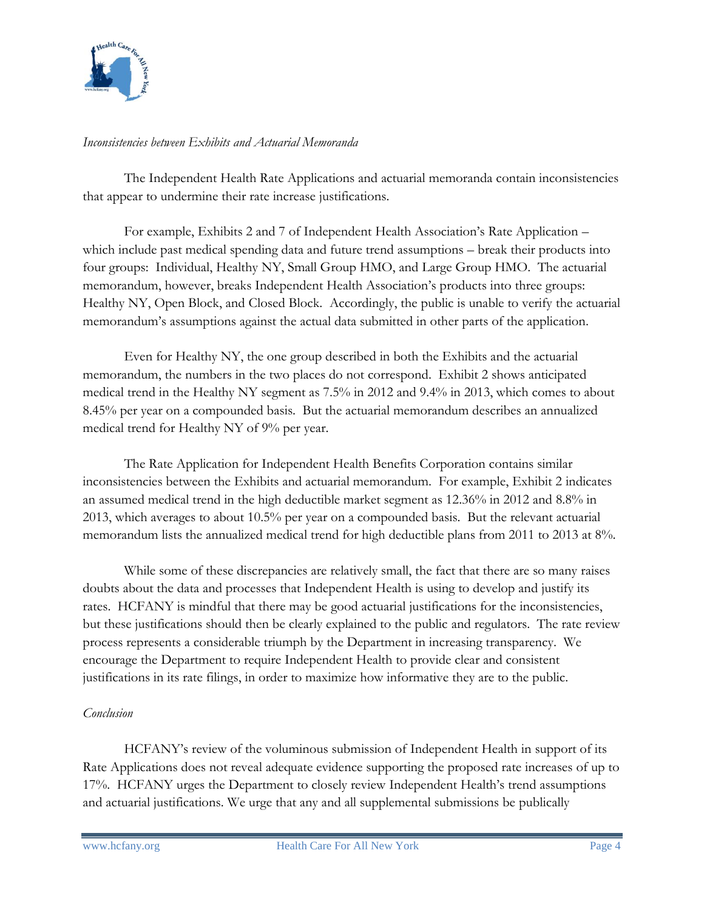*Inconsistencies between Exhibits and Actuarial Memoranda*

The Independent Health Rate Applications and actuarial memoranda contain inconsistencies that appear to undermine their rate increase justifications.

For example, Exhibits 2 and 7 of Independent Health Association's Rate Application – which include past medical spending data and future trend assumptions – break their products into four groups: Individual, Healthy NY, Small Group HMO, and Large Group HMO. The actuarial memorandum, however, breaks Independent Health Association's products into three groups: Healthy NY, Open Block, and Closed Block. Accordingly, the public is unable to verify the actuarial memorandum's assumptions against the actual data submitted in other parts of the application.

Even for Healthy NY, the one group described in both the Exhibits and the actuarial memorandum, the numbers in the two places do not correspond. Exhibit 2 shows anticipated medical trend in the Healthy NY segment as 7.5% in 2012 and 9.4% in 2013, which comes to about 8.45% per year on a compounded basis. But the actuarial memorandum describes an annualized medical trend for Healthy NY of 9% per year.

The Rate Application for Independent Health Benefits Corporation contains similar inconsistencies between the Exhibits and actuarial memorandum. For example, Exhibit 2 indicates an assumed medical trend in the high deductible market segment as 12.36% in 2012 and 8.8% in 2013, which averages to about 10.5% per year on a compounded basis. But the relevant actuarial memorandum lists the annualized medical trend for high deductible plans from 2011 to 2013 at 8%.

While some of these discrepancies are relatively small, the fact that there are so many raises doubts about the data and processes that Independent Health is using to develop and justify its rates. HCFANY is mindful that there may be good actuarial justifications for the inconsistencies, but these justifications should then be clearly explained to the public and regulators. The rate review process represents a considerable triumph by the Department in increasing transparency. We encourage the Department to require Independent Health to provide clear and consistent justifications in its rate filings, in order to maximize how informative they are to the public.

*Conclusion*

HCFANY's review of the voluminous submission of Independent Health in support of its Rate Applications does not reveal adequate evidence supporting the proposed rate increases of up to 17%. HCFANY urges the Department to closely review Independent Health's trend assumptions and actuarial justifications. We urge that any and all supplemental submissions be publically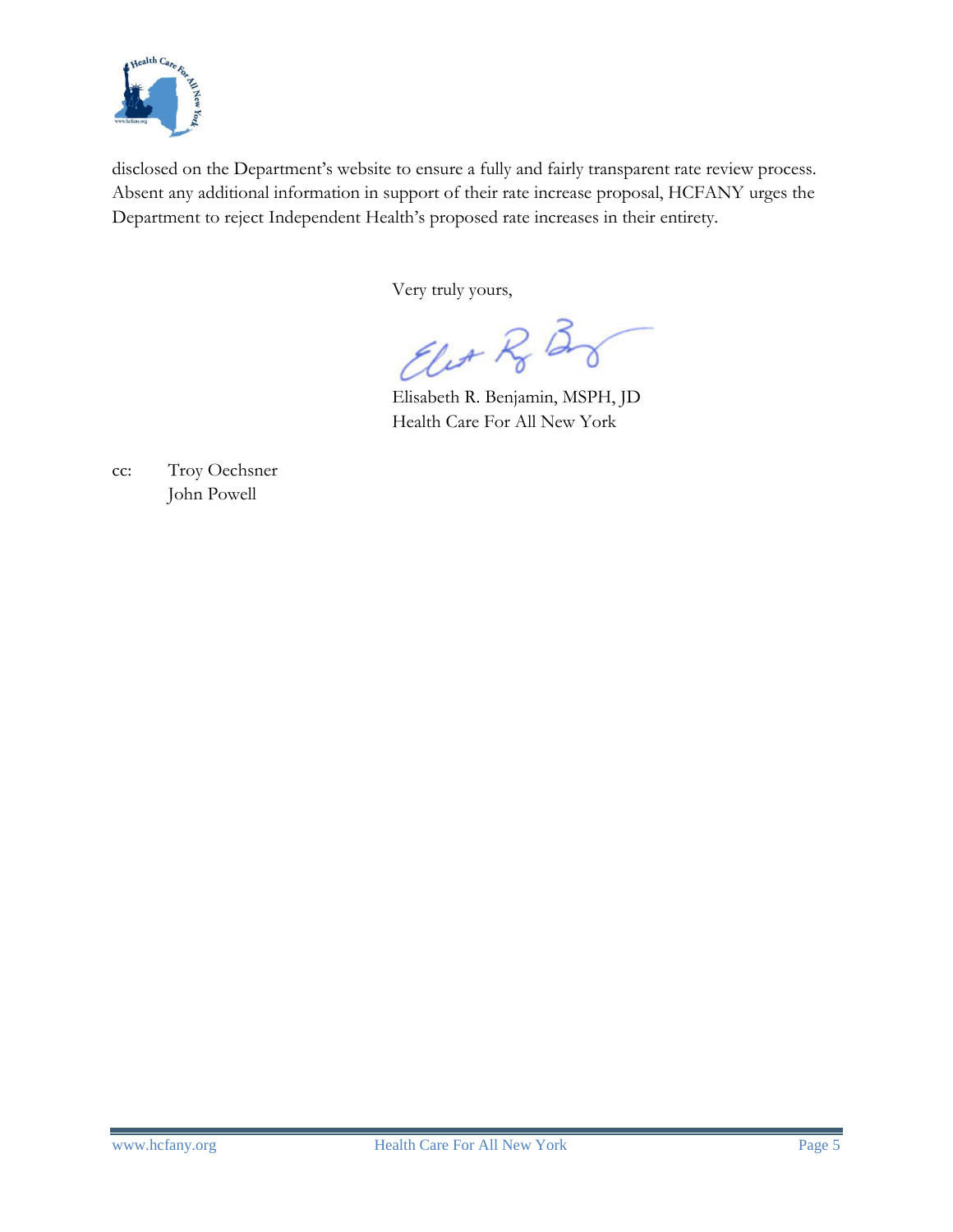disclosed on the Department's website to ensure a fully and fairly transparent rate review process. Absent any additional information in support of their rate increase proposal, HCFANY urges the Department to reject Independent Health's proposed rate increases in their entirety.

Very truly yours,

Elisabeth R. Benjamin, MSPH, JD
Health Care For All New York

cc: Troy Oechsner
John Powell